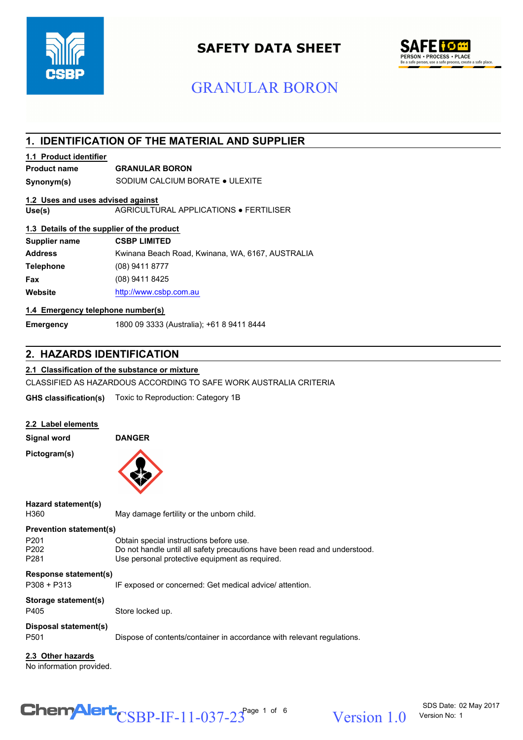# SAFETY DATA SHEET

# GRANULAR BORON

## 1. IDENTIFICATION OF THE MATERIAL AND SUPPLIER

### 1.1 Product identifier

| | |
|---|---|
| **Product name** | **GRANULAR BORON** |
| **Synonym(s)** | SODIUM CALCIUM BORATE ● ULEXITE |

### 1.2 Uses and uses advised against

| | |
|---|---|
| **Use(s)** | AGRICULTURAL APPLICATIONS ● FERTILISER |

### 1.3 Details of the supplier of the product

| | |
|---|---|
| **Supplier name** | **CSBP LIMITED** |
| **Address** | Kwinana Beach Road, Kwinana, WA, 6167, AUSTRALIA |
| **Telephone** | (08) 9411 8777 |
| **Fax** | (08) 9411 8425 |
| **Website** | http://www.csbp.com.au |

### 1.4 Emergency telephone number(s)

| | |
|---|---|
| **Emergency** | 1800 09 3333 (Australia); +61 8 9411 8444 |

## 2. HAZARDS IDENTIFICATION

### 2.1 Classification of the substance or mixture

CLASSIFIED AS HAZARDOUS ACCORDING TO SAFE WORK AUSTRALIA CRITERIA

| | |
|---|---|
| **GHS classification(s)** | Toxic to Reproduction: Category 1B |

### 2.2 Label elements

| | |
|---|---|
| **Signal word** | **DANGER** |
| **Pictogram(s)** | |

**Hazard statement(s)**

| | |
|---|---|
| H360 | May damage fertility or the unborn child. |

**Prevention statement(s)**

| | |
|---|---|
| P201 | Obtain special instructions before use. |
| P202 | Do not handle until all safety precautions have been read and understood. |
| P281 | Use personal protective equipment as required. |

**Response statement(s)**

| | |
|---|---|
| P308 + P313 | IF exposed or concerned: Get medical advice/ attention. |

**Storage statement(s)**

| | |
|---|---|
| P405 | Store locked up. |

**Disposal statement(s)**

| | |
|---|---|
| P501 | Dispose of contents/container in accordance with relevant regulations. |

### 2.3 Other hazards

No information provided.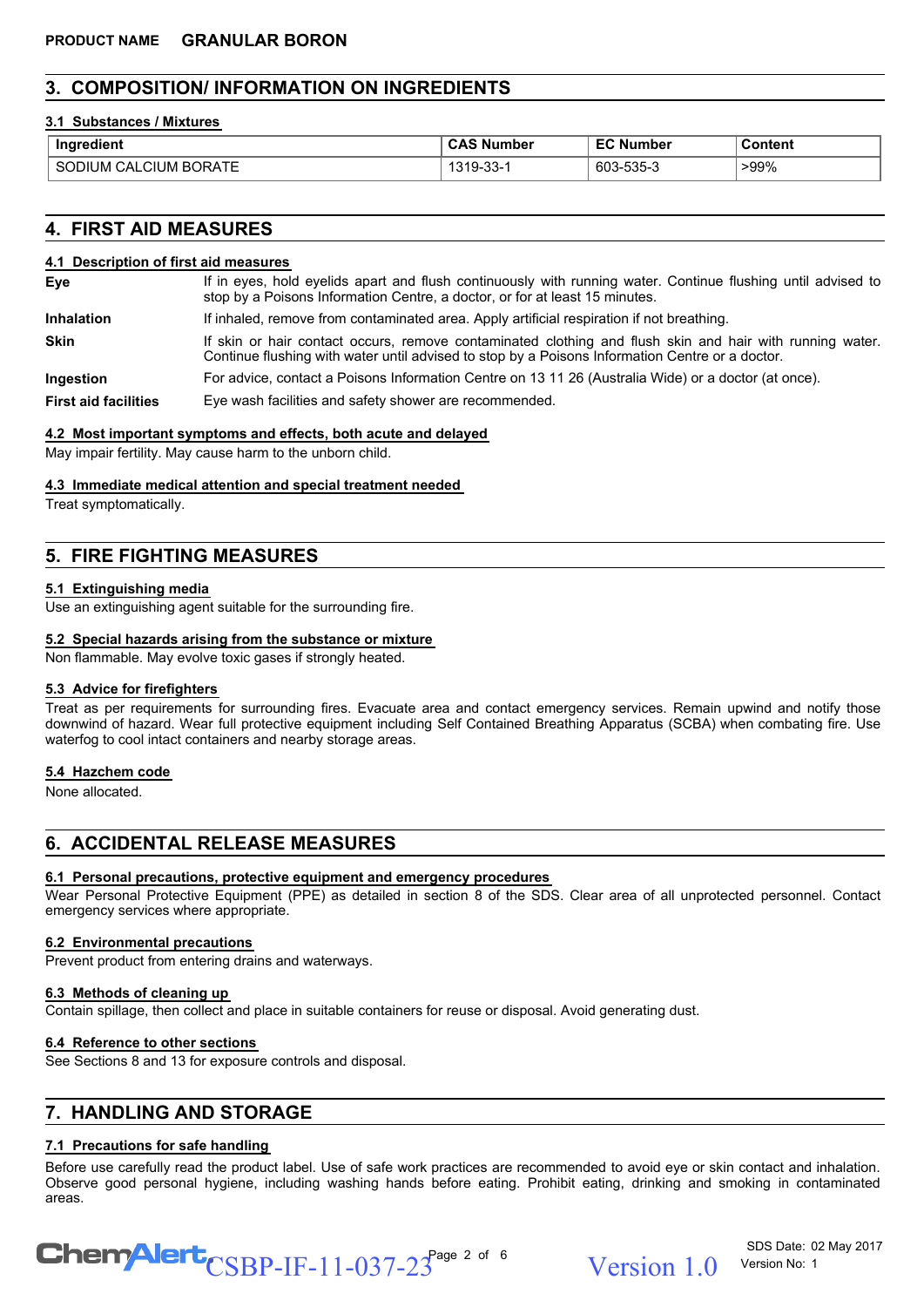**PRODUCT NAME GRANULAR BORON**

## 3. COMPOSITION/ INFORMATION ON INGREDIENTS

### 3.1 Substances / Mixtures

| Ingredient | CAS Number | EC Number | Content |
|---|---|---|---|
| SODIUM CALCIUM BORATE | 1319-33-1 | 603-535-3 | >99% |

## 4. FIRST AID MEASURES

### 4.1 Description of first aid measures

**Eye** If in eyes, hold eyelids apart and flush continuously with running water. Continue flushing until advised to stop by a Poisons Information Centre, a doctor, or for at least 15 minutes.

**Inhalation** If inhaled, remove from contaminated area. Apply artificial respiration if not breathing.

**Skin** If skin or hair contact occurs, remove contaminated clothing and flush skin and hair with running water. Continue flushing with water until advised to stop by a Poisons Information Centre or a doctor.

**Ingestion** For advice, contact a Poisons Information Centre on 13 11 26 (Australia Wide) or a doctor (at once).

**First aid facilities** Eye wash facilities and safety shower are recommended.

### 4.2 Most important symptoms and effects, both acute and delayed

May impair fertility. May cause harm to the unborn child.

### 4.3 Immediate medical attention and special treatment needed

Treat symptomatically.

## 5. FIRE FIGHTING MEASURES

### 5.1 Extinguishing media

Use an extinguishing agent suitable for the surrounding fire.

### 5.2 Special hazards arising from the substance or mixture

Non flammable. May evolve toxic gases if strongly heated.

### 5.3 Advice for firefighters

Treat as per requirements for surrounding fires. Evacuate area and contact emergency services. Remain upwind and notify those downwind of hazard. Wear full protective equipment including Self Contained Breathing Apparatus (SCBA) when combating fire. Use waterfog to cool intact containers and nearby storage areas.

### 5.4 Hazchem code

None allocated.

## 6. ACCIDENTAL RELEASE MEASURES

### 6.1 Personal precautions, protective equipment and emergency procedures

Wear Personal Protective Equipment (PPE) as detailed in section 8 of the SDS. Clear area of all unprotected personnel. Contact emergency services where appropriate.

### 6.2 Environmental precautions

Prevent product from entering drains and waterways.

### 6.3 Methods of cleaning up

Contain spillage, then collect and place in suitable containers for reuse or disposal. Avoid generating dust.

### 6.4 Reference to other sections

See Sections 8 and 13 for exposure controls and disposal.

## 7. HANDLING AND STORAGE

### 7.1 Precautions for safe handling

Before use carefully read the product label. Use of safe work practices are recommended to avoid eye or skin contact and inhalation. Observe good personal hygiene, including washing hands before eating. Prohibit eating, drinking and smoking in contaminated areas.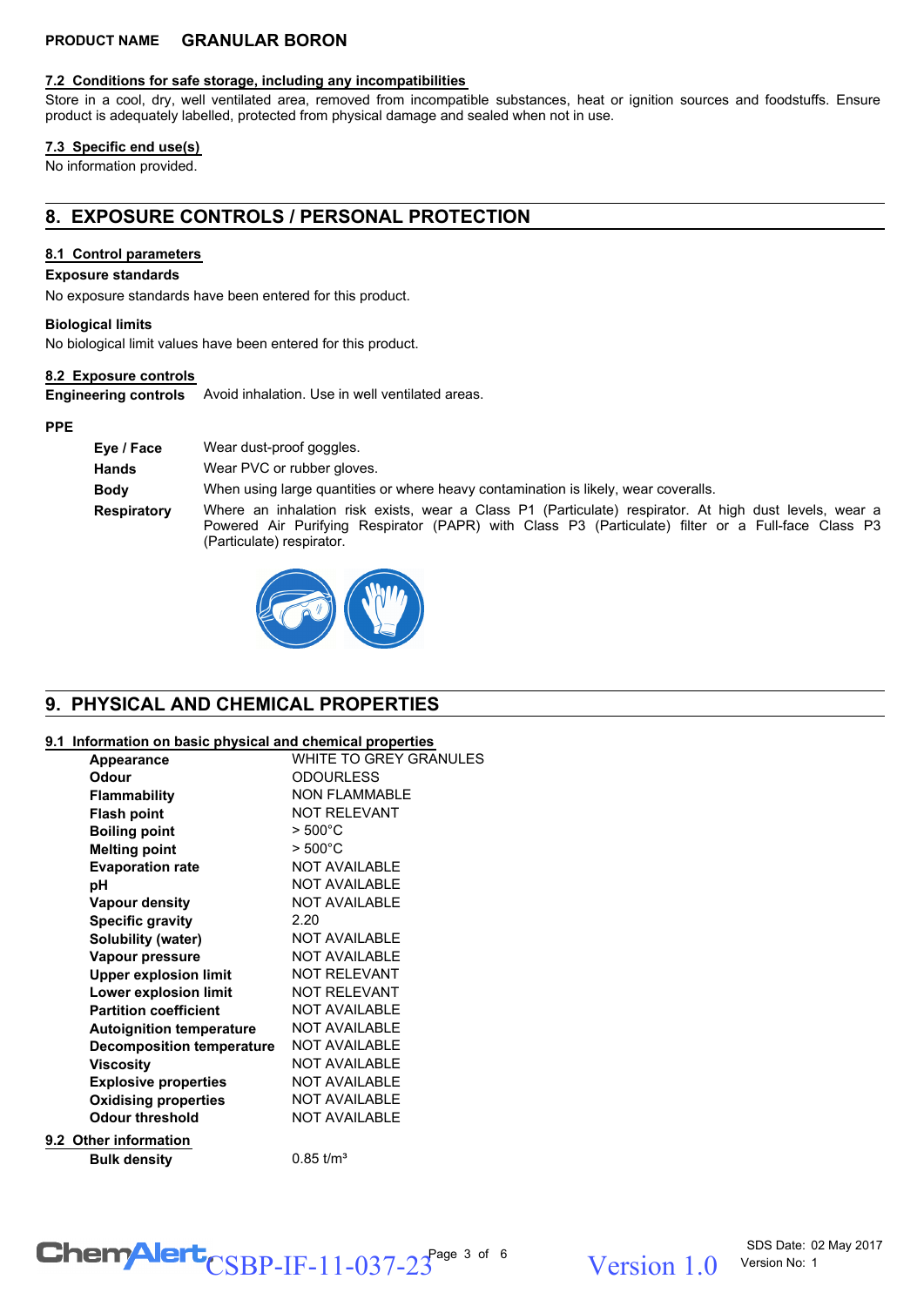**PRODUCT NAME GRANULAR BORON**

### 7.2 Conditions for safe storage, including any incompatibilities

Store in a cool, dry, well ventilated area, removed from incompatible substances, heat or ignition sources and foodstuffs. Ensure product is adequately labelled, protected from physical damage and sealed when not in use.

### 7.3 Specific end use(s)

No information provided.

## 8. EXPOSURE CONTROLS / PERSONAL PROTECTION

### 8.1 Control parameters

**Exposure standards**

No exposure standards have been entered for this product.

**Biological limits**

No biological limit values have been entered for this product.

### 8.2 Exposure controls

**Engineering controls** Avoid inhalation. Use in well ventilated areas.

**PPE**

| | |
|---|---|
| **Eye / Face** | Wear dust-proof goggles. |
| **Hands** | Wear PVC or rubber gloves. |
| **Body** | When using large quantities or where heavy contamination is likely, wear coveralls. |
| **Respiratory** | Where an inhalation risk exists, wear a Class P1 (Particulate) respirator. At high dust levels, wear a Powered Air Purifying Respirator (PAPR) with Class P3 (Particulate) filter or a Full-face Class P3 (Particulate) respirator. |

## 9. PHYSICAL AND CHEMICAL PROPERTIES

### 9.1 Information on basic physical and chemical properties

| | |
|---|---|
| **Appearance** | WHITE TO GREY GRANULES |
| **Odour** | ODOURLESS |
| **Flammability** | NON FLAMMABLE |
| **Flash point** | NOT RELEVANT |
| **Boiling point** | > 500°C |
| **Melting point** | > 500°C |
| **Evaporation rate** | NOT AVAILABLE |
| **pH** | NOT AVAILABLE |
| **Vapour density** | NOT AVAILABLE |
| **Specific gravity** | 2.20 |
| **Solubility (water)** | NOT AVAILABLE |
| **Vapour pressure** | NOT AVAILABLE |
| **Upper explosion limit** | NOT RELEVANT |
| **Lower explosion limit** | NOT RELEVANT |
| **Partition coefficient** | NOT AVAILABLE |
| **Autoignition temperature** | NOT AVAILABLE |
| **Decomposition temperature** | NOT AVAILABLE |
| **Viscosity** | NOT AVAILABLE |
| **Explosive properties** | NOT AVAILABLE |
| **Oxidising properties** | NOT AVAILABLE |
| **Odour threshold** | NOT AVAILABLE |

### 9.2 Other information

| | |
|---|---|
| **Bulk density** | 0.85 t/m³ |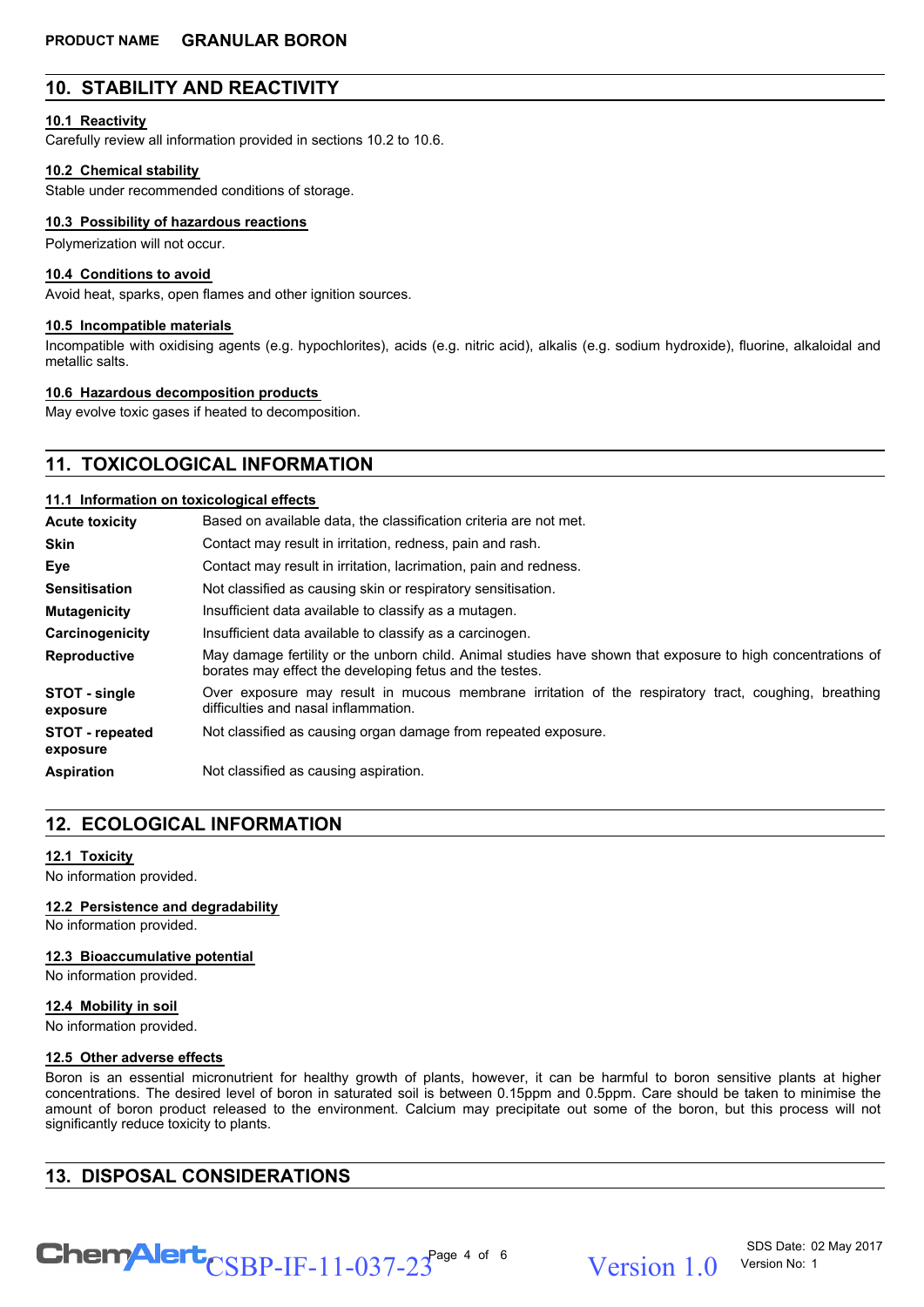## 10. STABILITY AND REACTIVITY

### 10.1 Reactivity

Carefully review all information provided in sections 10.2 to 10.6.

### 10.2 Chemical stability

Stable under recommended conditions of storage.

### 10.3 Possibility of hazardous reactions

Polymerization will not occur.

### 10.4 Conditions to avoid

Avoid heat, sparks, open flames and other ignition sources.

### 10.5 Incompatible materials

Incompatible with oxidising agents (e.g. hypochlorites), acids (e.g. nitric acid), alkalis (e.g. sodium hydroxide), fluorine, alkaloidal and metallic salts.

### 10.6 Hazardous decomposition products

May evolve toxic gases if heated to decomposition.

## 11. TOXICOLOGICAL INFORMATION

### 11.1 Information on toxicological effects

| | |
|---|---|
| **Acute toxicity** | Based on available data, the classification criteria are not met. |
| **Skin** | Contact may result in irritation, redness, pain and rash. |
| **Eye** | Contact may result in irritation, lacrimation, pain and redness. |
| **Sensitisation** | Not classified as causing skin or respiratory sensitisation. |
| **Mutagenicity** | Insufficient data available to classify as a mutagen. |
| **Carcinogenicity** | Insufficient data available to classify as a carcinogen. |
| **Reproductive** | May damage fertility or the unborn child. Animal studies have shown that exposure to high concentrations of borates may effect the developing fetus and the testes. |
| **STOT - single exposure** | Over exposure may result in mucous membrane irritation of the respiratory tract, coughing, breathing difficulties and nasal inflammation. |
| **STOT - repeated exposure** | Not classified as causing organ damage from repeated exposure. |
| **Aspiration** | Not classified as causing aspiration. |

## 12. ECOLOGICAL INFORMATION

### 12.1 Toxicity

No information provided.

### 12.2 Persistence and degradability

No information provided.

### 12.3 Bioaccumulative potential

No information provided.

### 12.4 Mobility in soil

No information provided.

### 12.5 Other adverse effects

Boron is an essential micronutrient for healthy growth of plants, however, it can be harmful to boron sensitive plants at higher concentrations. The desired level of boron in saturated soil is between 0.15ppm and 0.5ppm. Care should be taken to minimise the amount of boron product released to the environment. Calcium may precipitate out some of the boron, but this process will not significantly reduce toxicity to plants.

## 13. DISPOSAL CONSIDERATIONS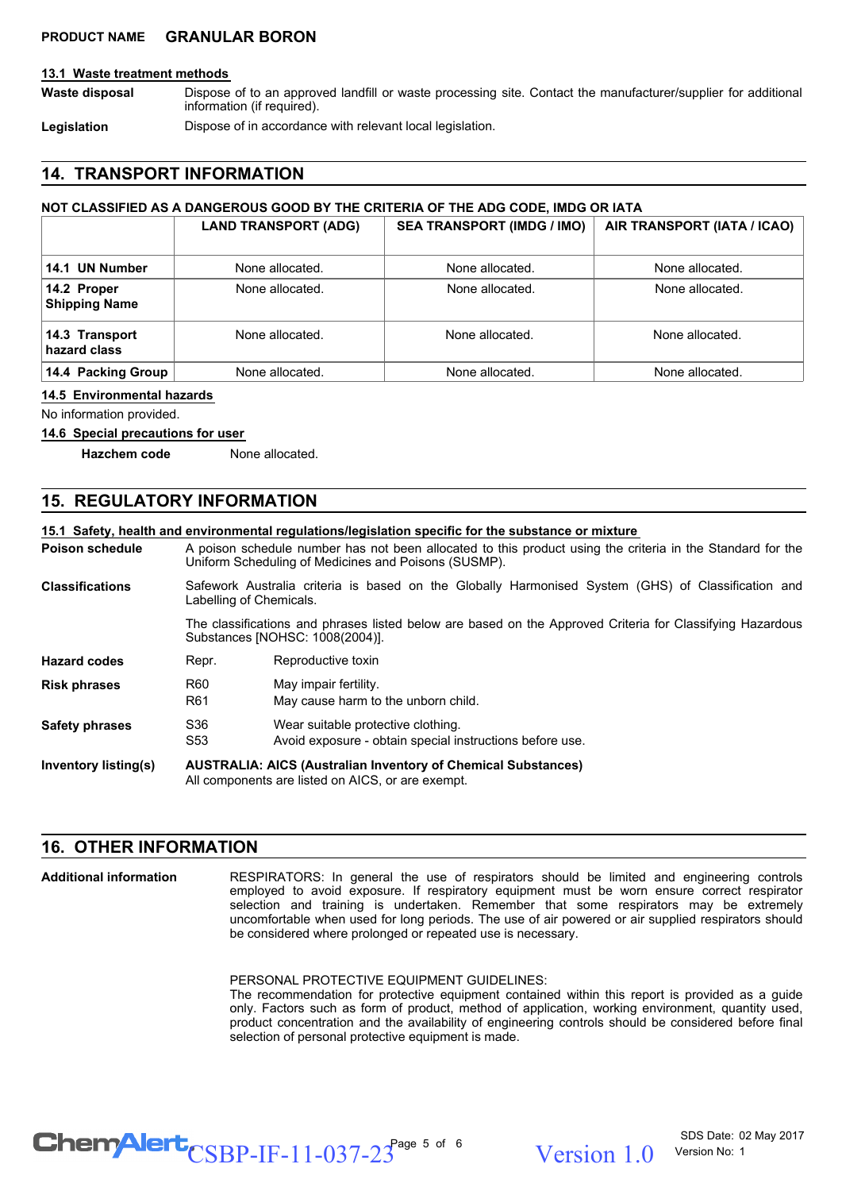**PRODUCT NAME GRANULAR BORON**

### 13.1 Waste treatment methods

**Waste disposal** Dispose of to an approved landfill or waste processing site. Contact the manufacturer/supplier for additional information (if required).

**Legislation** Dispose of in accordance with relevant local legislation.

## 14. TRANSPORT INFORMATION

**NOT CLASSIFIED AS A DANGEROUS GOOD BY THE CRITERIA OF THE ADG CODE, IMDG OR IATA**

| | LAND TRANSPORT (ADG) | SEA TRANSPORT (IMDG / IMO) | AIR TRANSPORT (IATA / ICAO) |
|---|---|---|---|
| **14.1 UN Number** | None allocated. | None allocated. | None allocated. |
| **14.2 Proper Shipping Name** | None allocated. | None allocated. | None allocated. |
| **14.3 Transport hazard class** | None allocated. | None allocated. | None allocated. |
| **14.4 Packing Group** | None allocated. | None allocated. | None allocated. |

### 14.5 Environmental hazards

No information provided.

### 14.6 Special precautions for user

**Hazchem code** None allocated.

## 15. REGULATORY INFORMATION

### 15.1 Safety, health and environmental regulations/legislation specific for the substance or mixture

**Poison schedule** A poison schedule number has not been allocated to this product using the criteria in the Standard for the Uniform Scheduling of Medicines and Poisons (SUSMP).

**Classifications** Safework Australia criteria is based on the Globally Harmonised System (GHS) of Classification and Labelling of Chemicals.

The classifications and phrases listed below are based on the Approved Criteria for Classifying Hazardous Substances [NOHSC: 1008(2004)].

**Hazard codes**
- Repr. — Reproductive toxin

**Risk phrases**
- R60 — May impair fertility.
- R61 — May cause harm to the unborn child.

**Safety phrases**
- S36 — Wear suitable protective clothing.
- S53 — Avoid exposure - obtain special instructions before use.

**Inventory listing(s)** **AUSTRALIA: AICS (Australian Inventory of Chemical Substances)**
All components are listed on AICS, or are exempt.

## 16. OTHER INFORMATION

**Additional information** RESPIRATORS: In general the use of respirators should be limited and engineering controls employed to avoid exposure. If respiratory equipment must be worn ensure correct respirator selection and training is undertaken. Remember that some respirators may be extremely uncomfortable when used for long periods. The use of air powered or air supplied respirators should be considered where prolonged or repeated use is necessary.

PERSONAL PROTECTIVE EQUIPMENT GUIDELINES:
The recommendation for protective equipment contained within this report is provided as a guide only. Factors such as form of product, method of application, working environment, quantity used, product concentration and the availability of engineering controls should be considered before final selection of personal protective equipment is made.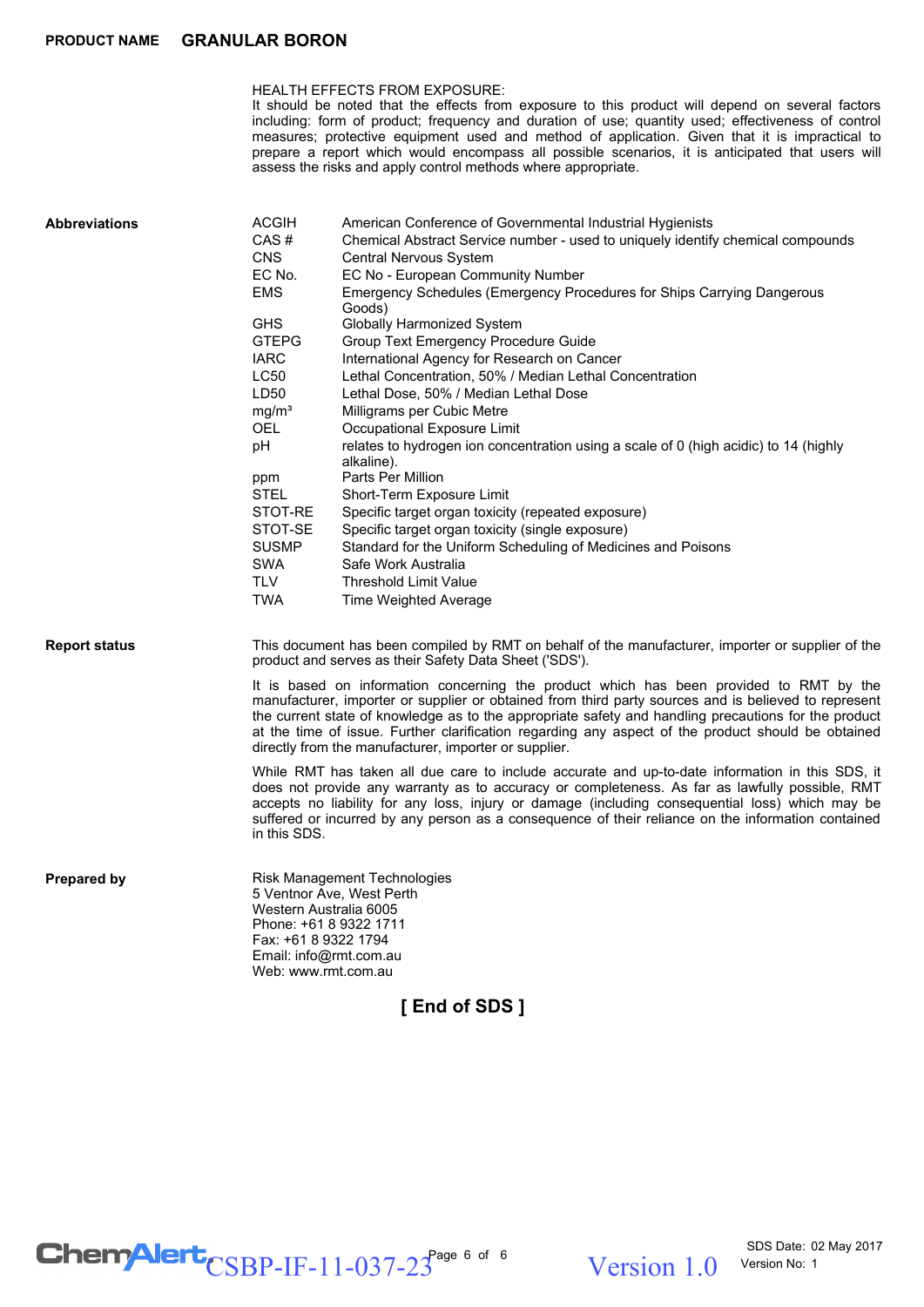HEALTH EFFECTS FROM EXPOSURE:
It should be noted that the effects from exposure to this product will depend on several factors including: form of product; frequency and duration of use; quantity used; effectiveness of control measures; protective equipment used and method of application. Given that it is impractical to prepare a report which would encompass all possible scenarios, it is anticipated that users will assess the risks and apply control methods where appropriate.

**Abbreviations**

| | |
|---|---|
| ACGIH | American Conference of Governmental Industrial Hygienists |
| CAS # | Chemical Abstract Service number - used to uniquely identify chemical compounds |
| CNS | Central Nervous System |
| EC No. | EC No - European Community Number |
| EMS | Emergency Schedules (Emergency Procedures for Ships Carrying Dangerous Goods) |
| GHS | Globally Harmonized System |
| GTEPG | Group Text Emergency Procedure Guide |
| IARC | International Agency for Research on Cancer |
| LC50 | Lethal Concentration, 50% / Median Lethal Concentration |
| LD50 | Lethal Dose, 50% / Median Lethal Dose |
| $mg/m^3$ | Milligrams per Cubic Metre |
| OEL | Occupational Exposure Limit |
| pH | relates to hydrogen ion concentration using a scale of 0 (high acidic) to 14 (highly alkaline). |
| ppm | Parts Per Million |
| STEL | Short-Term Exposure Limit |
| STOT-RE | Specific target organ toxicity (repeated exposure) |
| STOT-SE | Specific target organ toxicity (single exposure) |
| SUSMP | Standard for the Uniform Scheduling of Medicines and Poisons |
| SWA | Safe Work Australia |
| TLV | Threshold Limit Value |
| TWA | Time Weighted Average |

**Report status**

This document has been compiled by RMT on behalf of the manufacturer, importer or supplier of the product and serves as their Safety Data Sheet ('SDS').

It is based on information concerning the product which has been provided to RMT by the manufacturer, importer or supplier or obtained from third party sources and is believed to represent the current state of knowledge as to the appropriate safety and handling precautions for the product at the time of issue. Further clarification regarding any aspect of the product should be obtained directly from the manufacturer, importer or supplier.

While RMT has taken all due care to include accurate and up-to-date information in this SDS, it does not provide any warranty as to accuracy or completeness. As far as lawfully possible, RMT accepts no liability for any loss, injury or damage (including consequential loss) which may be suffered or incurred by any person as a consequence of their reliance on the information contained in this SDS.

**Prepared by**

Risk Management Technologies
5 Ventnor Ave, West Perth
Western Australia 6005
Phone: +61 8 9322 1711
Fax: +61 8 9322 1794
Email: info@rmt.com.au
Web: www.rmt.com.au

**[ End of SDS ]**